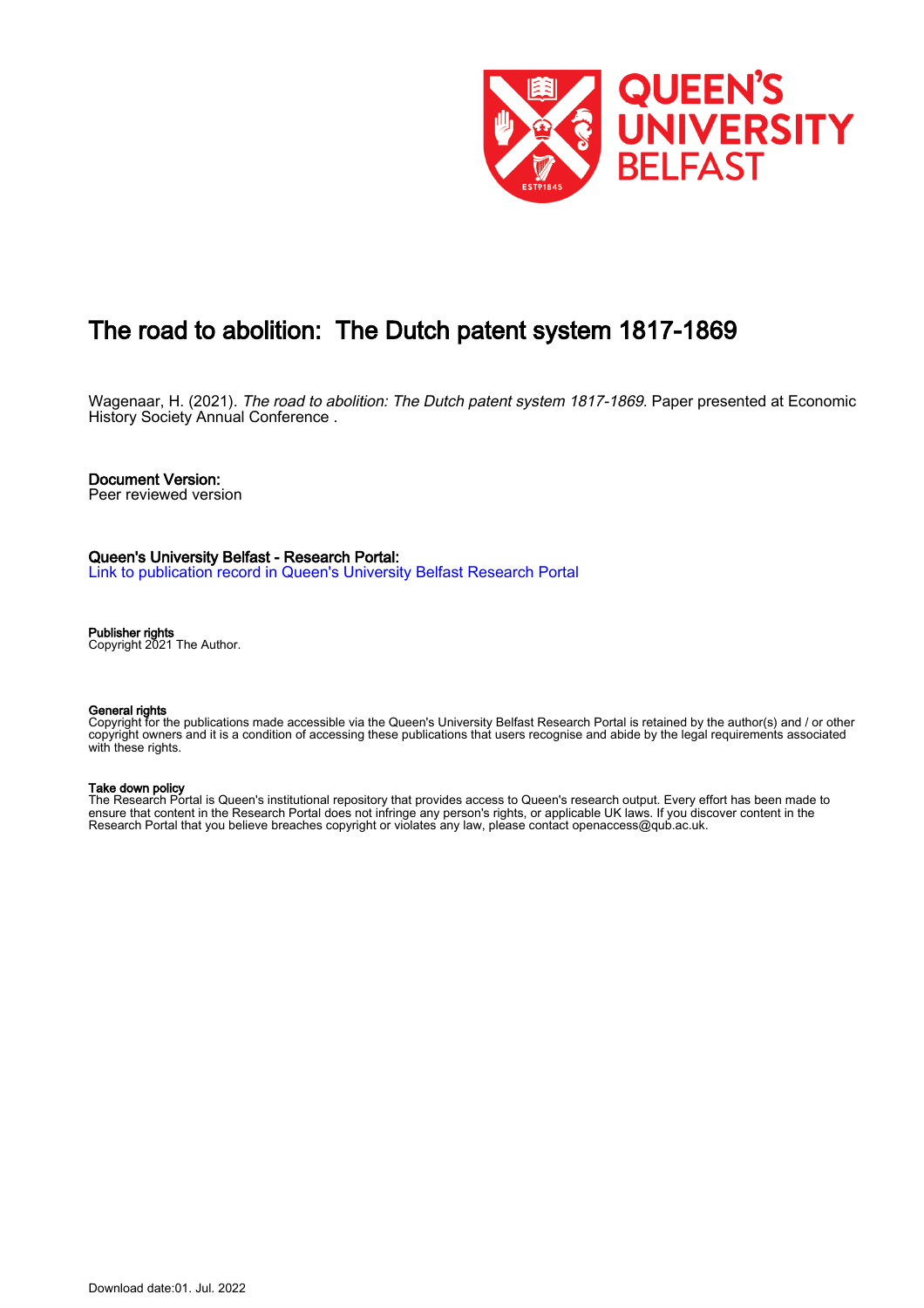# The road to abolition: The Dutch patent system 1817-1869

Wagenaar, H. (2021). *The road to abolition: The Dutch patent system 1817-1869*. Paper presented at Economic History Society Annual Conference .

**Document Version:**
Peer reviewed version

**Queen's University Belfast - Research Portal:**
Link to publication record in Queen's University Belfast Research Portal

**Publisher rights**
Copyright 2021 The Author.

**General rights**
Copyright for the publications made accessible via the Queen's University Belfast Research Portal is retained by the author(s) and / or other copyright owners and it is a condition of accessing these publications that users recognise and abide by the legal requirements associated with these rights.

**Take down policy**
The Research Portal is Queen's institutional repository that provides access to Queen's research output. Every effort has been made to ensure that content in the Research Portal does not infringe any person's rights, or applicable UK laws. If you discover content in the Research Portal that you believe breaches copyright or violates any law, please contact openaccess@qub.ac.uk.

Download date:01. Jul. 2022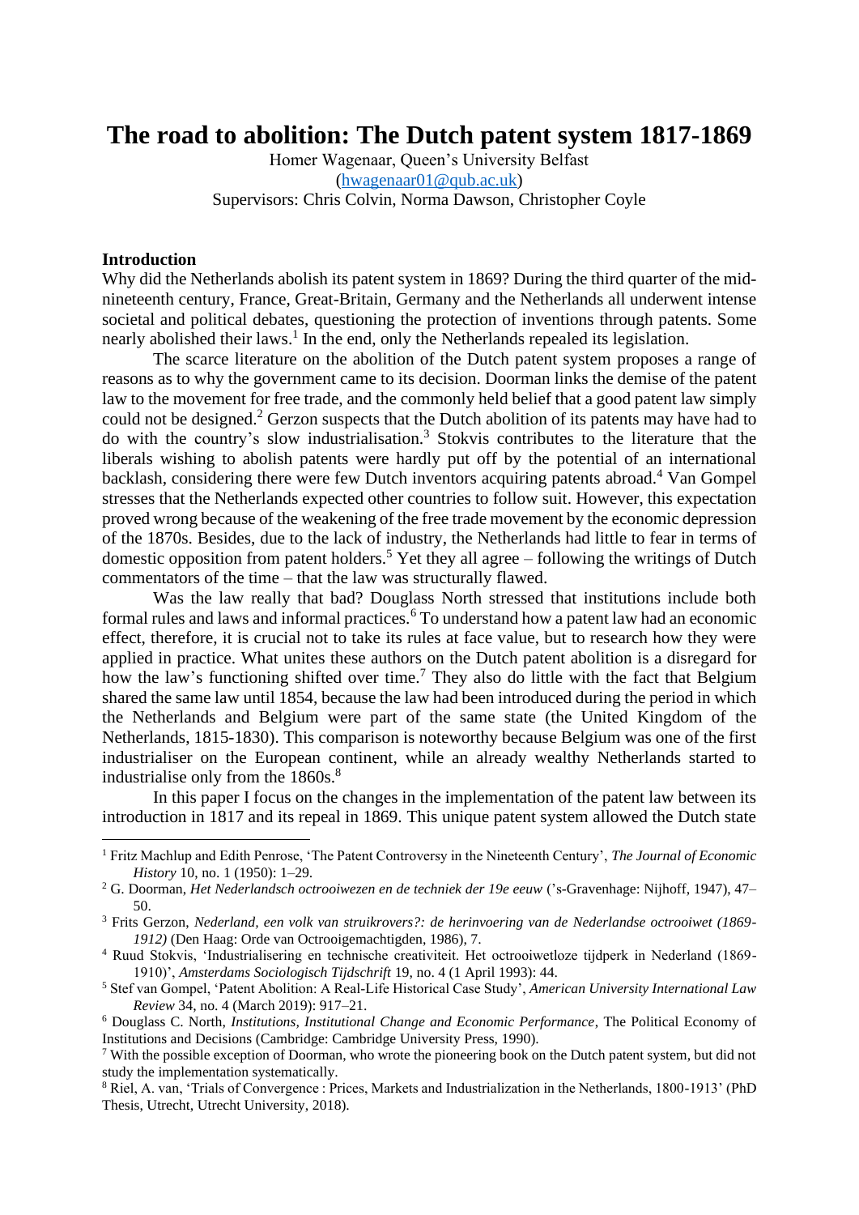# The road to abolition: The Dutch patent system 1817-1869

Homer Wagenaar, Queen's University Belfast
(hwagenaar01@qub.ac.uk)
Supervisors: Chris Colvin, Norma Dawson, Christopher Coyle

**Introduction**

Why did the Netherlands abolish its patent system in 1869? During the third quarter of the mid-nineteenth century, France, Great-Britain, Germany and the Netherlands all underwent intense societal and political debates, questioning the protection of inventions through patents. Some nearly abolished their laws.[1] In the end, only the Netherlands repealed its legislation.

The scarce literature on the abolition of the Dutch patent system proposes a range of reasons as to why the government came to its decision. Doorman links the demise of the patent law to the movement for free trade, and the commonly held belief that a good patent law simply could not be designed.[2] Gerzon suspects that the Dutch abolition of its patents may have had to do with the country's slow industrialisation.[3] Stokvis contributes to the literature that the liberals wishing to abolish patents were hardly put off by the potential of an international backlash, considering there were few Dutch inventors acquiring patents abroad.[4] Van Gompel stresses that the Netherlands expected other countries to follow suit. However, this expectation proved wrong because of the weakening of the free trade movement by the economic depression of the 1870s. Besides, due to the lack of industry, the Netherlands had little to fear in terms of domestic opposition from patent holders.[5] Yet they all agree – following the writings of Dutch commentators of the time – that the law was structurally flawed.

Was the law really that bad? Douglass North stressed that institutions include both formal rules and laws and informal practices.[6] To understand how a patent law had an economic effect, therefore, it is crucial not to take its rules at face value, but to research how they were applied in practice. What unites these authors on the Dutch patent abolition is a disregard for how the law's functioning shifted over time.[7] They also do little with the fact that Belgium shared the same law until 1854, because the law had been introduced during the period in which the Netherlands and Belgium were part of the same state (the United Kingdom of the Netherlands, 1815-1830). This comparison is noteworthy because Belgium was one of the first industrialiser on the European continent, while an already wealthy Netherlands started to industrialise only from the 1860s.[8]

In this paper I focus on the changes in the implementation of the patent law between its introduction in 1817 and its repeal in 1869. This unique patent system allowed the Dutch state

---

[1] Fritz Machlup and Edith Penrose, 'The Patent Controversy in the Nineteenth Century', *The Journal of Economic History* 10, no. 1 (1950): 1–29.

[2] G. Doorman, *Het Nederlandsch octrooiwezen en de techniek der 19e eeuw* ('s-Gravenhage: Nijhoff, 1947), 47–50.

[3] Frits Gerzon, *Nederland, een volk van struikrovers?: de herinvoering van de Nederlandse octrooiwet (1869-1912)* (Den Haag: Orde van Octrooigemachtigden, 1986), 7.

[4] Ruud Stokvis, 'Industrialisering en technische creativiteit. Het octrooiwetloze tijdperk in Nederland (1869-1910)', *Amsterdams Sociologisch Tijdschrift* 19, no. 4 (1 April 1993): 44.

[5] Stef van Gompel, 'Patent Abolition: A Real-Life Historical Case Study', *American University International Law Review* 34, no. 4 (March 2019): 917–21.

[6] Douglass C. North, *Institutions, Institutional Change and Economic Performance*, The Political Economy of Institutions and Decisions (Cambridge: Cambridge University Press, 1990).

[7] With the possible exception of Doorman, who wrote the pioneering book on the Dutch patent system, but did not study the implementation systematically.

[8] Riel, A. van, 'Trials of Convergence : Prices, Markets and Industrialization in the Netherlands, 1800-1913' (PhD Thesis, Utrecht, Utrecht University, 2018).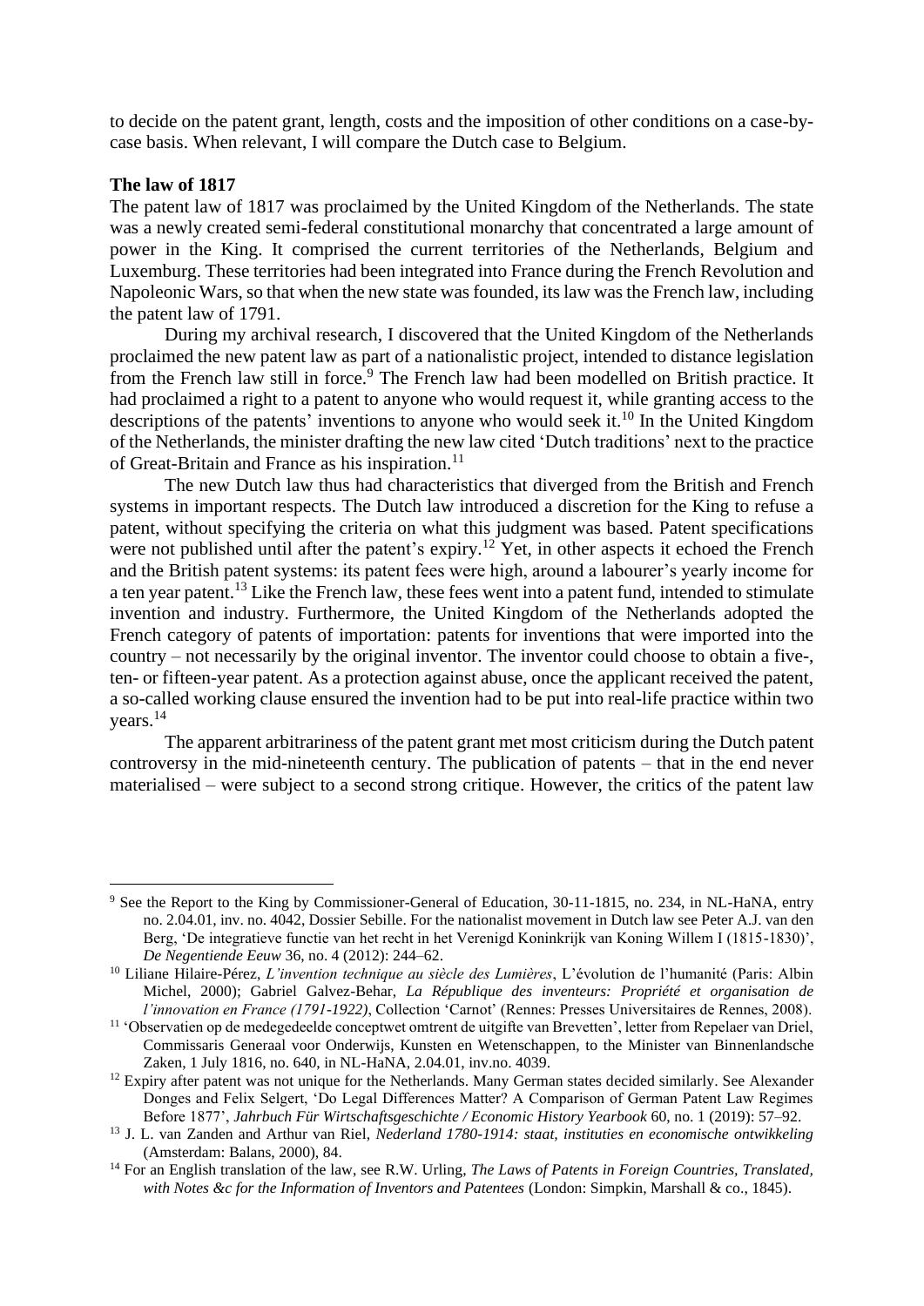to decide on the patent grant, length, costs and the imposition of other conditions on a case-by-case basis. When relevant, I will compare the Dutch case to Belgium.

**The law of 1817**

The patent law of 1817 was proclaimed by the United Kingdom of the Netherlands. The state was a newly created semi-federal constitutional monarchy that concentrated a large amount of power in the King. It comprised the current territories of the Netherlands, Belgium and Luxemburg. These territories had been integrated into France during the French Revolution and Napoleonic Wars, so that when the new state was founded, its law was the French law, including the patent law of 1791.

During my archival research, I discovered that the United Kingdom of the Netherlands proclaimed the new patent law as part of a nationalistic project, intended to distance legislation from the French law still in force.[9] The French law had been modelled on British practice. It had proclaimed a right to a patent to anyone who would request it, while granting access to the descriptions of the patents' inventions to anyone who would seek it.[10] In the United Kingdom of the Netherlands, the minister drafting the new law cited 'Dutch traditions' next to the practice of Great-Britain and France as his inspiration.[11]

The new Dutch law thus had characteristics that diverged from the British and French systems in important respects. The Dutch law introduced a discretion for the King to refuse a patent, without specifying the criteria on what this judgment was based. Patent specifications were not published until after the patent's expiry.[12] Yet, in other aspects it echoed the French and the British patent systems: its patent fees were high, around a labourer's yearly income for a ten year patent.[13] Like the French law, these fees went into a patent fund, intended to stimulate invention and industry. Furthermore, the United Kingdom of the Netherlands adopted the French category of patents of importation: patents for inventions that were imported into the country – not necessarily by the original inventor. The inventor could choose to obtain a five-, ten- or fifteen-year patent. As a protection against abuse, once the applicant received the patent, a so-called working clause ensured the invention had to be put into real-life practice within two years.[14]

The apparent arbitrariness of the patent grant met most criticism during the Dutch patent controversy in the mid-nineteenth century. The publication of patents – that in the end never materialised – were subject to a second strong critique. However, the critics of the patent law

---

[9] See the Report to the King by Commissioner-General of Education, 30-11-1815, no. 234, in NL-HaNA, entry no. 2.04.01, inv. no. 4042, Dossier Sebille. For the nationalist movement in Dutch law see Peter A.J. van den Berg, 'De integratieve functie van het recht in het Verenigd Koninkrijk van Koning Willem I (1815-1830)', *De Negentiende Eeuw* 36, no. 4 (2012): 244–62.

[10] Liliane Hilaire-Pérez, *L'invention technique au siècle des Lumières*, L'évolution de l'humanité (Paris: Albin Michel, 2000); Gabriel Galvez-Behar, *La République des inventeurs: Propriété et organisation de l'innovation en France (1791-1922)*, Collection 'Carnot' (Rennes: Presses Universitaires de Rennes, 2008).

[11] 'Observatien op de medegedeelde conceptwet omtrent de uitgifte van Brevetten', letter from Repelaer van Driel, Commissaris Generaal voor Onderwijs, Kunsten en Wetenschappen, to the Minister van Binnenlandsche Zaken, 1 July 1816, no. 640, in NL-HaNA, 2.04.01, inv.no. 4039.

[12] Expiry after patent was not unique for the Netherlands. Many German states decided similarly. See Alexander Donges and Felix Selgert, 'Do Legal Differences Matter? A Comparison of German Patent Law Regimes Before 1877', *Jahrbuch Für Wirtschaftsgeschichte / Economic History Yearbook* 60, no. 1 (2019): 57–92.

[13] J. L. van Zanden and Arthur van Riel, *Nederland 1780-1914: staat, instituties en economische ontwikkeling* (Amsterdam: Balans, 2000), 84.

[14] For an English translation of the law, see R.W. Urling, *The Laws of Patents in Foreign Countries, Translated, with Notes &c for the Information of Inventors and Patentees* (London: Simpkin, Marshall & co., 1845).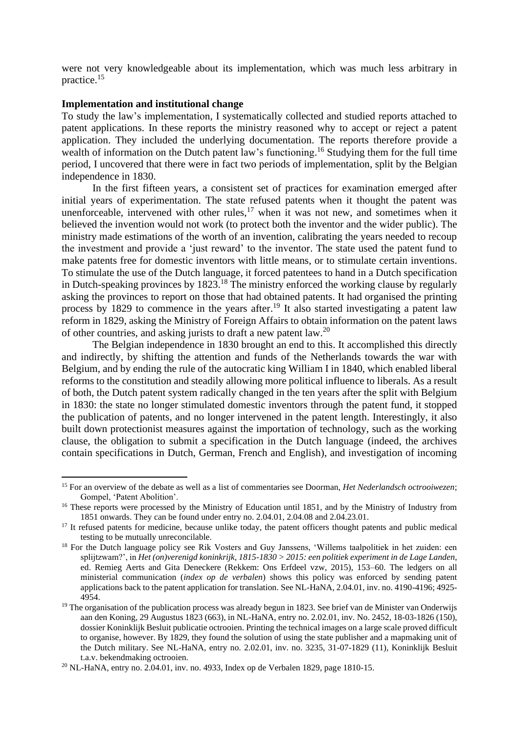were not very knowledgeable about its implementation, which was much less arbitrary in practice.[15]

**Implementation and institutional change**

To study the law's implementation, I systematically collected and studied reports attached to patent applications. In these reports the ministry reasoned why to accept or reject a patent application. They included the underlying documentation. The reports therefore provide a wealth of information on the Dutch patent law's functioning.[16] Studying them for the full time period, I uncovered that there were in fact two periods of implementation, split by the Belgian independence in 1830.

In the first fifteen years, a consistent set of practices for examination emerged after initial years of experimentation. The state refused patents when it thought the patent was unenforceable, intervened with other rules,[17] when it was not new, and sometimes when it believed the invention would not work (to protect both the inventor and the wider public). The ministry made estimations of the worth of an invention, calibrating the years needed to recoup the investment and provide a 'just reward' to the inventor. The state used the patent fund to make patents free for domestic inventors with little means, or to stimulate certain inventions. To stimulate the use of the Dutch language, it forced patentees to hand in a Dutch specification in Dutch-speaking provinces by 1823.[18] The ministry enforced the working clause by regularly asking the provinces to report on those that had obtained patents. It had organised the printing process by 1829 to commence in the years after.[19] It also started investigating a patent law reform in 1829, asking the Ministry of Foreign Affairs to obtain information on the patent laws of other countries, and asking jurists to draft a new patent law.[20]

The Belgian independence in 1830 brought an end to this. It accomplished this directly and indirectly, by shifting the attention and funds of the Netherlands towards the war with Belgium, and by ending the rule of the autocratic king William I in 1840, which enabled liberal reforms to the constitution and steadily allowing more political influence to liberals. As a result of both, the Dutch patent system radically changed in the ten years after the split with Belgium in 1830: the state no longer stimulated domestic inventors through the patent fund, it stopped the publication of patents, and no longer intervened in the patent length. Interestingly, it also built down protectionist measures against the importation of technology, such as the working clause, the obligation to submit a specification in the Dutch language (indeed, the archives contain specifications in Dutch, German, French and English), and investigation of incoming

---

[15] For an overview of the debate as well as a list of commentaries see Doorman, *Het Nederlandsch octrooiwezen*; Gompel, 'Patent Abolition'.

[16] These reports were processed by the Ministry of Education until 1851, and by the Ministry of Industry from 1851 onwards. They can be found under entry no. 2.04.01, 2.04.08 and 2.04.23.01.

[17] It refused patents for medicine, because unlike today, the patent officers thought patents and public medical testing to be mutually unreconcilable.

[18] For the Dutch language policy see Rik Vosters and Guy Janssens, 'Willems taalpolitiek in het zuiden: een splijtzwam?', in *Het (on)verenigd koninkrijk, 1815-1830 > 2015: een politiek experiment in de Lage Landen*, ed. Remieg Aerts and Gita Deneckere (Rekkem: Ons Erfdeel vzw, 2015), 153–60. The ledgers on all ministerial communication (*index op de verbalen*) shows this policy was enforced by sending patent applications back to the patent application for translation. See NL-HaNA, 2.04.01, inv. no. 4190-4196; 4925-4954.

[19] The organisation of the publication process was already begun in 1823. See brief van de Minister van Onderwijs aan den Koning, 29 Augustus 1823 (663), in NL-HaNA, entry no. 2.02.01, inv. No. 2452, 18-03-1826 (150), dossier Koninklijk Besluit publicatie octrooien. Printing the technical images on a large scale proved difficult to organise, however. By 1829, they found the solution of using the state publisher and a mapmaking unit of the Dutch military. See NL-HaNA, entry no. 2.02.01, inv. no. 3235, 31-07-1829 (11), Koninklijk Besluit t.a.v. bekendmaking octrooien.

[20] NL-HaNA, entry no. 2.04.01, inv. no. 4933, Index op de Verbalen 1829, page 1810-15.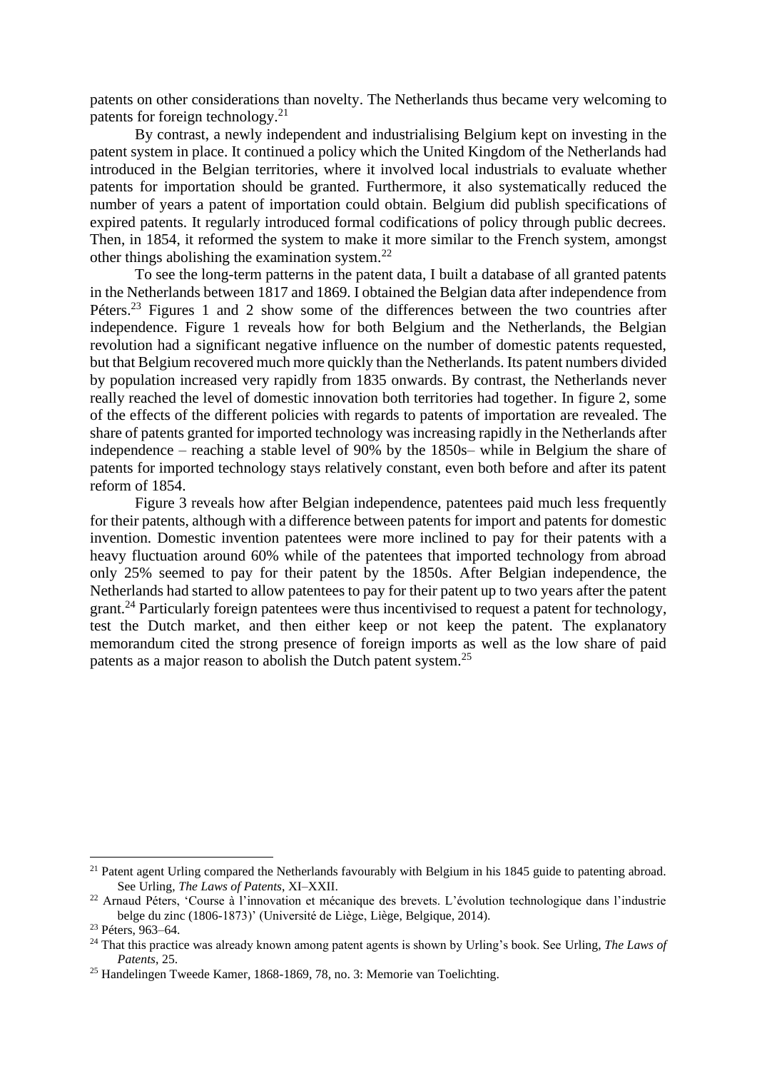patents on other considerations than novelty. The Netherlands thus became very welcoming to patents for foreign technology.[21]

By contrast, a newly independent and industrialising Belgium kept on investing in the patent system in place. It continued a policy which the United Kingdom of the Netherlands had introduced in the Belgian territories, where it involved local industrials to evaluate whether patents for importation should be granted. Furthermore, it also systematically reduced the number of years a patent of importation could obtain. Belgium did publish specifications of expired patents. It regularly introduced formal codifications of policy through public decrees. Then, in 1854, it reformed the system to make it more similar to the French system, amongst other things abolishing the examination system.[22]

To see the long-term patterns in the patent data, I built a database of all granted patents in the Netherlands between 1817 and 1869. I obtained the Belgian data after independence from Péters.[23] Figures 1 and 2 show some of the differences between the two countries after independence. Figure 1 reveals how for both Belgium and the Netherlands, the Belgian revolution had a significant negative influence on the number of domestic patents requested, but that Belgium recovered much more quickly than the Netherlands. Its patent numbers divided by population increased very rapidly from 1835 onwards. By contrast, the Netherlands never really reached the level of domestic innovation both territories had together. In figure 2, some of the effects of the different policies with regards to patents of importation are revealed. The share of patents granted for imported technology was increasing rapidly in the Netherlands after independence – reaching a stable level of 90% by the 1850s– while in Belgium the share of patents for imported technology stays relatively constant, even both before and after its patent reform of 1854.

Figure 3 reveals how after Belgian independence, patentees paid much less frequently for their patents, although with a difference between patents for import and patents for domestic invention. Domestic invention patentees were more inclined to pay for their patents with a heavy fluctuation around 60% while of the patentees that imported technology from abroad only 25% seemed to pay for their patent by the 1850s. After Belgian independence, the Netherlands had started to allow patentees to pay for their patent up to two years after the patent grant.[24] Particularly foreign patentees were thus incentivised to request a patent for technology, test the Dutch market, and then either keep or not keep the patent. The explanatory memorandum cited the strong presence of foreign imports as well as the low share of paid patents as a major reason to abolish the Dutch patent system.[25]

---

[21] Patent agent Urling compared the Netherlands favourably with Belgium in his 1845 guide to patenting abroad. See Urling, *The Laws of Patents*, XI–XXII.

[22] Arnaud Péters, 'Course à l'innovation et mécanique des brevets. L'évolution technologique dans l'industrie belge du zinc (1806-1873)' (Université de Liège, Liège, Belgique, 2014).

[23] Péters, 963–64.

[24] That this practice was already known among patent agents is shown by Urling's book. See Urling, *The Laws of Patents*, 25.

[25] Handelingen Tweede Kamer, 1868-1869, 78, no. 3: Memorie van Toelichting.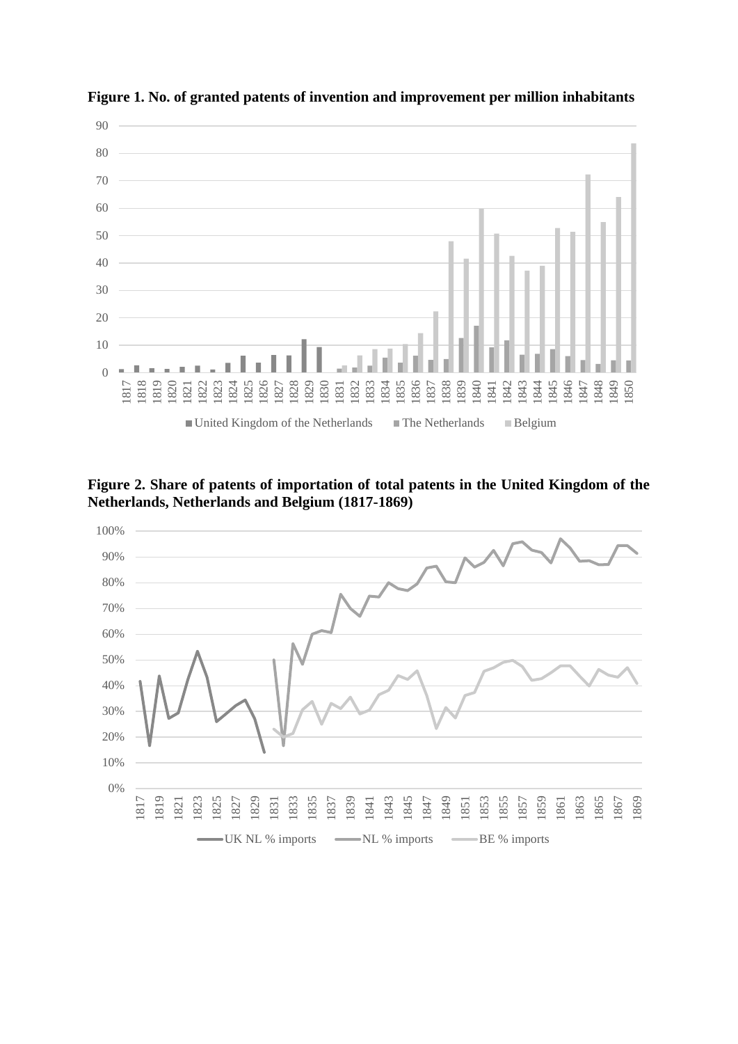**Figure 1. No. of granted patents of invention and improvement per million inhabitants**

**Figure 2. Share of patents of importation of total patents in the United Kingdom of the Netherlands, Netherlands and Belgium (1817-1869)**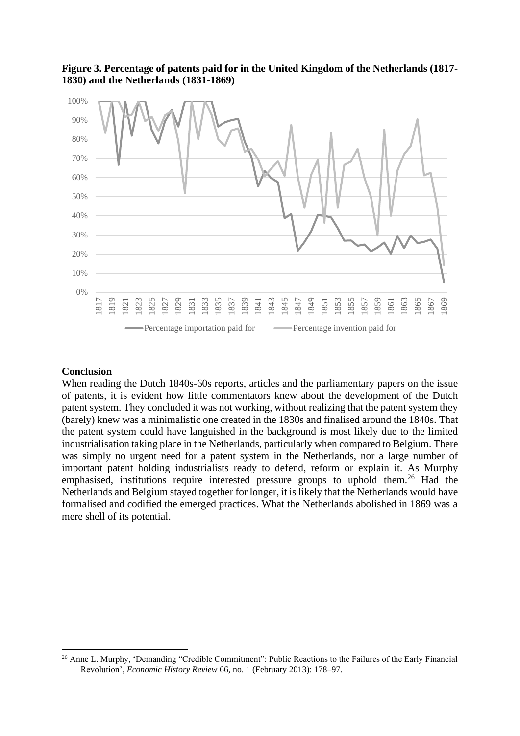**Figure 3. Percentage of patents paid for in the United Kingdom of the Netherlands (1817-1830) and the Netherlands (1831-1869)**

100%
90%
80%
70%
60%
50%
40%
30%
20%
10%
0%

1817 1819 1821 1823 1825 1827 1829 1831 1833 1835 1837 1839 1841 1843 1845 1847 1849 1851 1853 1855 1857 1859 1861 1863 1865 1867 1869

Percentage importation paid for
Percentage invention paid for

## Conclusion

When reading the Dutch 1840s-60s reports, articles and the parliamentary papers on the issue of patents, it is evident how little commentators knew about the development of the Dutch patent system. They concluded it was not working, without realizing that the patent system they (barely) knew was a minimalistic one created in the 1830s and finalised around the 1840s. That the patent system could have languished in the background is most likely due to the limited industrialisation taking place in the Netherlands, particularly when compared to Belgium. There was simply no urgent need for a patent system in the Netherlands, nor a large number of important patent holding industrialists ready to defend, reform or explain it. As Murphy emphasised, institutions require interested pressure groups to uphold them.[26] Had the Netherlands and Belgium stayed together for longer, it is likely that the Netherlands would have formalised and codified the emerged practices. What the Netherlands abolished in 1869 was a mere shell of its potential.

[26] Anne L. Murphy, 'Demanding "Credible Commitment": Public Reactions to the Failures of the Early Financial Revolution', *Economic History Review* 66, no. 1 (February 2013): 178–97.